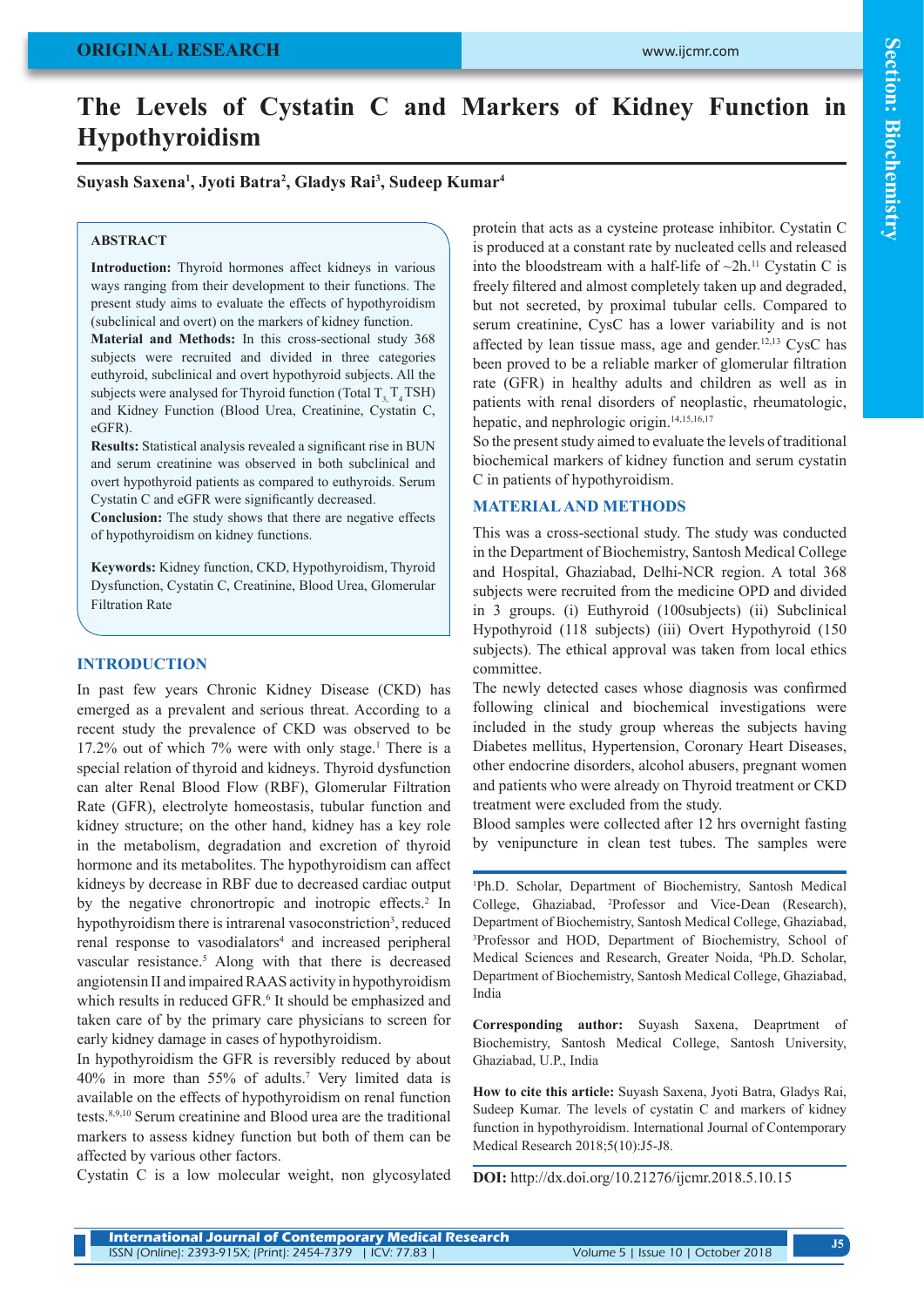ORIGINAL RESEARCH

# The Levels of Cystatin C and Markers of Kidney Function in Hypothyroidism

**Suyash Saxena[1], Jyoti Batra[2], Gladys Rai[3], Sudeep Kumar[4]**

## ABSTRACT

**Introduction:** Thyroid hormones affect kidneys in various ways ranging from their development to their functions. The present study aims to evaluate the effects of hypothyroidism (subclinical and overt) on the markers of kidney function.
**Material and Methods:** In this cross-sectional study 368 subjects were recruited and divided in three categories euthyroid, subclinical and overt hypothyroid subjects. All the subjects were analysed for Thyroid function (Total $T_3$, $T_4$ TSH) and Kidney Function (Blood Urea, Creatinine, Cystatin C, eGFR).
**Results:** Statistical analysis revealed a significant rise in BUN and serum creatinine was observed in both subclinical and overt hypothyroid patients as compared to euthyroids. Serum Cystatin C and eGFR were significantly decreased.
**Conclusion:** The study shows that there are negative effects of hypothyroidism on kidney functions.

**Keywords:** Kidney function, CKD, Hypothyroidism, Thyroid Dysfunction, Cystatin C, Creatinine, Blood Urea, Glomerular Filtration Rate

## INTRODUCTION

In past few years Chronic Kidney Disease (CKD) has emerged as a prevalent and serious threat. According to a recent study the prevalence of CKD was observed to be 17.2% out of which 7% were with only stage.[1] There is a special relation of thyroid and kidneys. Thyroid dysfunction can alter Renal Blood Flow (RBF), Glomerular Filtration Rate (GFR), electrolyte homeostasis, tubular function and kidney structure; on the other hand, kidney has a key role in the metabolism, degradation and excretion of thyroid hormone and its metabolites. The hypothyroidism can affect kidneys by decrease in RBF due to decreased cardiac output by the negative chronortropic and inotropic effects.[2] In hypothyroidism there is intrarenal vasoconstriction[3], reduced renal response to vasodialators[4] and increased peripheral vascular resistance.[5] Along with that there is decreased angiotensin II and impaired RAAS activity in hypothyroidism which results in reduced GFR.[6] It should be emphasized and taken care of by the primary care physicians to screen for early kidney damage in cases of hypothyroidism.

In hypothyroidism the GFR is reversibly reduced by about 40% in more than 55% of adults.[7] Very limited data is available on the effects of hypothyroidism on renal function tests.[8,9,10] Serum creatinine and Blood urea are the traditional markers to assess kidney function but both of them can be affected by various other factors.

Cystatin C is a low molecular weight, non glycosylated protein that acts as a cysteine protease inhibitor. Cystatin C is produced at a constant rate by nucleated cells and released into the bloodstream with a half-life of ~2h.[11] Cystatin C is freely filtered and almost completely taken up and degraded, but not secreted, by proximal tubular cells. Compared to serum creatinine, CysC has a lower variability and is not affected by lean tissue mass, age and gender.[12,13] CysC has been proved to be a reliable marker of glomerular filtration rate (GFR) in healthy adults and children as well as in patients with renal disorders of neoplastic, rheumatologic, hepatic, and nephrologic origin.[14,15,16,17]

So the present study aimed to evaluate the levels of traditional biochemical markers of kidney function and serum cystatin C in patients of hypothyroidism.

## MATERIAL AND METHODS

This was a cross-sectional study. The study was conducted in the Department of Biochemistry, Santosh Medical College and Hospital, Ghaziabad, Delhi-NCR region. A total 368 subjects were recruited from the medicine OPD and divided in 3 groups. (i) Euthyroid (100subjects) (ii) Subclinical Hypothyroid (118 subjects) (iii) Overt Hypothyroid (150 subjects). The ethical approval was taken from local ethics committee.

The newly detected cases whose diagnosis was confirmed following clinical and biochemical investigations were included in the study group whereas the subjects having Diabetes mellitus, Hypertension, Coronary Heart Diseases, other endocrine disorders, alcohol abusers, pregnant women and patients who were already on Thyroid treatment or CKD treatment were excluded from the study.

Blood samples were collected after 12 hrs overnight fasting by venipuncture in clean test tubes. The samples were

---

[1]Ph.D. Scholar, Department of Biochemistry, Santosh Medical College, Ghaziabad, [2]Professor and Vice-Dean (Research), Department of Biochemistry, Santosh Medical College, Ghaziabad, [3]Professor and HOD, Department of Biochemistry, School of Medical Sciences and Research, Greater Noida, [4]Ph.D. Scholar, Department of Biochemistry, Santosh Medical College, Ghaziabad, India

**Corresponding author:** Suyash Saxena, Deaprtment of Biochemistry, Santosh Medical College, Santosh University, Ghaziabad, U.P., India

**How to cite this article:** Suyash Saxena, Jyoti Batra, Gladys Rai, Sudeep Kumar. The levels of cystatin C and markers of kidney function in hypothyroidism. International Journal of Contemporary Medical Research 2018;5(10):J5-J8.

**DOI:** http://dx.doi.org/10.21276/ijcmr.2018.5.10.15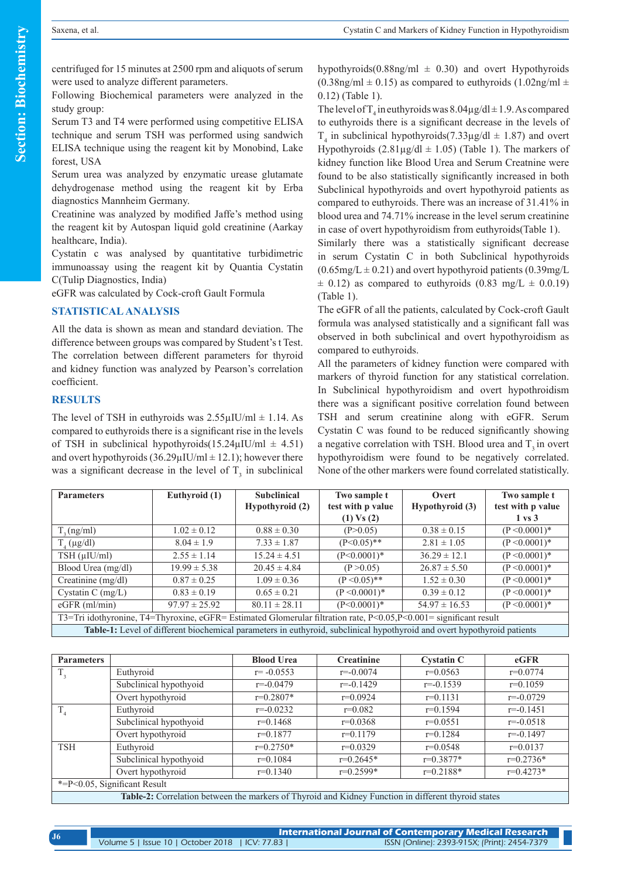centrifuged for 15 minutes at 2500 rpm and aliquots of serum were used to analyze different parameters.

Following Biochemical parameters were analyzed in the study group:

Serum T3 and T4 were performed using competitive ELISA technique and serum TSH was performed using sandwich ELISA technique using the reagent kit by Monobind, Lake forest, USA

Serum urea was analyzed by enzymatic urease glutamate dehydrogenase method using the reagent kit by Erba diagnostics Mannheim Germany.

Creatinine was analyzed by modified Jaffe's method using the reagent kit by Autospan liquid gold creatinine (Aarkay healthcare, India).

Cystatin c was analysed by quantitative turbidimetric immunoassay using the reagent kit by Quantia Cystatin C(Tulip Diagnostics, India)

eGFR was calculated by Cock-croft Gault Formula

## STATISTICAL ANALYSIS

All the data is shown as mean and standard deviation. The difference between groups was compared by Student's t Test. The correlation between different parameters for thyroid and kidney function was analyzed by Pearson's correlation coefficient.

## RESULTS

The level of TSH in euthyroids was 2.55µIU/ml ± 1.14. As compared to euthyroids there is a significant rise in the levels of TSH in subclinical hypothyroids(15.24µIU/ml ± 4.51) and overt hypothyroids (36.29µIU/ml ± 12.1); however there was a significant decrease in the level of $T_3$ in subclinical hypothyroids(0.88ng/ml ± 0.30) and overt Hypothyroids (0.38ng/ml ± 0.15) as compared to euthyroids (1.02ng/ml ± 0.12) (Table 1).

The level of $T_4$ in euthyroids was 8.04µg/dl ± 1.9. As compared to euthyroids there is a significant decrease in the levels of $T_4$ in subclinical hypothyroids(7.33µg/dl ± 1.87) and overt Hypothyroids (2.81µg/dl ± 1.05) (Table 1). The markers of kidney function like Blood Urea and Serum Creatnine were found to be also statistically significantly increased in both Subclinical hypothyroids and overt hypothyroid patients as compared to euthyroids. There was an increase of 31.41% in blood urea and 74.71% increase in the level serum creatinine in case of overt hypothyroidism from euthyroids(Table 1).

Similarly there was a statistically significant decrease in serum Cystatin C in both Subclinical hypothyroids (0.65mg/L ± 0.21) and overt hypothyroid patients (0.39mg/L ± 0.12) as compared to euthyroids (0.83 mg/L ± 0.0.19) (Table 1).

The eGFR of all the patients, calculated by Cock-croft Gault formula was analysed statistically and a significant fall was observed in both subclinical and overt hypothyroidism as compared to euthyroids.

All the parameters of kidney function were compared with markers of thyroid function for any statistical correlation. In Subclinical hypothyroidism and overt hypothroidism there was a significant positive correlation found between TSH and serum creatinine along with eGFR. Serum Cystatin C was found to be reduced significantly showing a negative correlation with TSH. Blood urea and $T_3$ in overt hypothyroidism were found to be negatively correlated. None of the other markers were found correlated statistically.

| Parameters | Euthyroid (1) | Subclinical Hypothyroid (2) | Two sample t test with p value (1) Vs (2) | Overt Hypothyroid (3) | Two sample t test with p value 1 vs 3 |
|---|---|---|---|---|---|
| $T_3$ (ng/ml) | 1.02 ± 0.12 | 0.88 ± 0.30 | (P>0.05) | 0.38 ± 0.15 | (P <0.0001)* |
| $T_4$ (µg/dl) | 8.04 ± 1.9 | 7.33 ± 1.87 | (P<0.05)** | 2.81 ± 1.05 | (P <0.0001)* |
| TSH (µIU/ml) | 2.55 ± 1.14 | 15.24 ± 4.51 | (P<0.0001)* | 36.29 ± 12.1 | (P <0.0001)* |
| Blood Urea (mg/dl) | 19.99 ± 5.38 | 20.45 ± 4.84 | (P >0.05) | 26.87 ± 5.50 | (P <0.0001)* |
| Creatinine (mg/dl) | 0.87 ± 0.25 | 1.09 ± 0.36 | (P <0.05)** | 1.52 ± 0.30 | (P <0.0001)* |
| Cystatin C (mg/L) | 0.83 ± 0.19 | 0.65 ± 0.21 | (P <0.0001)* | 0.39 ± 0.12 | (P <0.0001)* |
| eGFR (ml/min) | 97.97 ± 25.92 | 80.11 ± 28.11 | (P<0.0001)* | 54.97 ± 16.53 | (P <0.0001)* |

T3=Tri idothyronine, T4=Thyroxine, eGFR= Estimated Glomerular filtration rate, P<0.05,P<0.001= significant result

**Table-1:** Level of different biochemical parameters in euthyroid, subclinical hypothyroid and overt hypothyroid patients

| Parameters | | Blood Urea | Creatinine | Cystatin C | eGFR |
|---|---|---|---|---|---|
| $T_3$ | Euthyroid | r= -0.0553 | r=-0.0074 | r=0.0563 | r=0.0774 |
| | Subclinical hypothyoid | r=-0.0479 | r=-0.1429 | r=-0.1539 | r=0.1059 |
| | Overt hypothyroid | r=0.2807* | r=0.0924 | r=0.1131 | r=-0.0729 |
| $T_4$ | Euthyroid | r=-0.0232 | r=0.082 | r=0.1594 | r=-0.1451 |
| | Subclinical hypothyoid | r=0.1468 | r=0.0368 | r=0.0551 | r=-0.0518 |
| | Overt hypothyoid | r=0.1877 | r=0.1179 | r=0.1284 | r=-0.1497 |
| TSH | Euthyroid | r=0.2750* | r=0.0329 | r=0.0548 | r=0.0137 |
| | Subclinical hypothyoid | r=0.1084 | r=0.2645* | r=0.3877* | r=0.2736* |
| | Overt hypothyroid | r=0.1340 | r=0.2599* | r=0.2188* | r=0.4273* |

*=P<0.05, Significant Result

**Table-2:** Correlation between the markers of Thyroid and Kidney Function in different thyroid states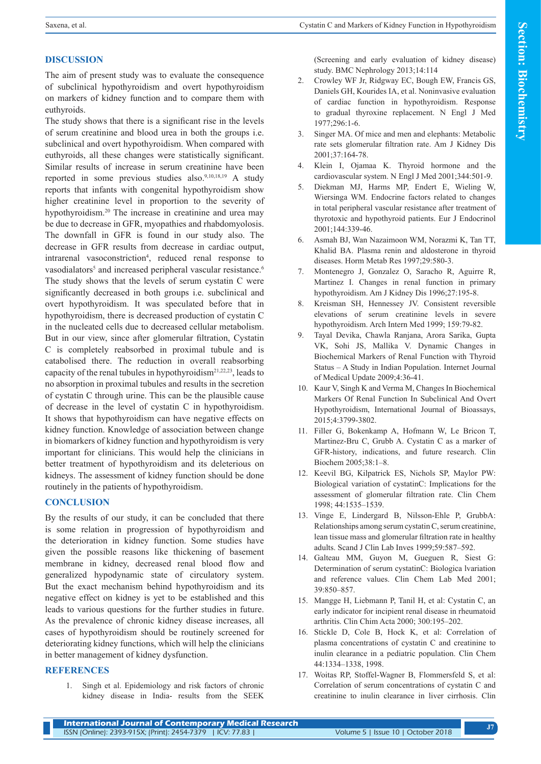## DISCUSSION

The aim of present study was to evaluate the consequence of subclinical hypothyroidism and overt hypothyroidism on markers of kidney function and to compare them with euthyroids.

The study shows that there is a significant rise in the levels of serum creatinine and blood urea in both the groups i.e. subclinical and overt hypothyroidism. When compared with euthyroids, all these changes were statistically significant. Similar results of increase in serum creatinine have been reported in some previous studies also.[9,10,18,19] A study reports that infants with congenital hypothyroidism show higher creatinine level in proportion to the severity of hypothyroidism.[20] The increase in creatinine and urea may be due to decrease in GFR, myopathies and rhabdomyolysis. The downfall in GFR is found in our study also. The decrease in GFR results from decrease in cardiac output, intrarenal vasoconstriction[4], reduced renal response to vasodialators[5] and increased peripheral vascular resistance.[6]

The study shows that the levels of serum cystatin C were significantly decreased in both groups i.e. subclinical and overt hypothyroidism. It was speculated before that in hypothyroidism, there is decreased production of cystatin C in the nucleated cells due to decreased cellular metabolism. But in our view, since after glomerular filtration, Cystatin C is completely reabsorbed in proximal tubule and is catabolised there. The reduction in overall reabsorbing capacity of the renal tubules in hypothyroidism[21,22,23], leads to no absorption in proximal tubules and results in the secretion of cystatin C through urine. This can be the plausible cause of decrease in the level of cystatin C in hypothyroidism. It shows that hypothyroidism can have negative effects on kidney function. Knowledge of association between change in biomarkers of kidney function and hypothyroidism is very important for clinicians. This would help the clinicians in better treatment of hypothyroidism and its deleterious on kidneys. The assessment of kidney function should be done routinely in the patients of hypothyroidism.

## CONCLUSION

By the results of our study, it can be concluded that there is some relation in progression of hypothyroidism and the deterioration in kidney function. Some studies have given the possible reasons like thickening of basement membrane in kidney, decreased renal blood flow and generalized hypodynamic state of circulatory system. But the exact mechanism behind hypothyroidism and its negative effect on kidney is yet to be established and this leads to various questions for the further studies in future. As the prevalence of chronic kidney disease increases, all cases of hypothyroidism should be routinely screened for deteriorating kidney functions, which will help the clinicians in better management of kidney dysfunction.

## REFERENCES

1. Singh et al. Epidemiology and risk factors of chronic kidney disease in India- results from the SEEK (Screening and early evaluation of kidney disease) study. BMC Nephrology 2013;14:114
2. Crowley WF Jr, Ridgway EC, Bough EW, Francis GS, Daniels GH, Kourides IA, et al. Noninvasive evaluation of cardiac function in hypothyroidism. Response to gradual thyroxine replacement. N Engl J Med 1977;296:1-6.
3. Singer MA. Of mice and men and elephants: Metabolic rate sets glomerular filtration rate. Am J Kidney Dis 2001;37:164-78.
4. Klein I, Ojamaa K. Thyroid hormone and the cardiovascular system. N Engl J Med 2001;344:501-9.
5. Diekman MJ, Harms MP, Endert E, Wieling W, Wiersinga WM. Endocrine factors related to changes in total peripheral vascular resistance after treatment of thyrotoxic and hypothyroid patients. Eur J Endocrinol 2001;144:339-46.
6. Asmah BJ, Wan Nazaimoon WM, Norazmi K, Tan TT, Khalid BA. Plasma renin and aldosterone in thyroid diseases. Horm Metab Res 1997;29:580-3.
7. Montenegro J, Gonzalez O, Saracho R, Aguirre R, Martinez I. Changes in renal function in primary hypothyroidism. Am J Kidney Dis 1996;27:195-8.
8. Kreisman SH, Hennessey JV. Consistent reversible elevations of serum creatinine levels in severe hypothyroidism. Arch Intern Med 1999; 159:79-82.
9. Tayal Devika, Chawla Ranjana, Arora Sarika, Gupta VK, Sohi JS, Mallika V. Dynamic Changes in Biochemical Markers of Renal Function with Thyroid Status – A Study in Indian Population. Internet Journal of Medical Update 2009;4:36-41.
10. Kaur V, Singh K and Verma M, Changes In Biochemical Markers Of Renal Function In Subclinical And Overt Hypothyroidism, International Journal of Bioassays, 2015;4:3799-3802.
11. Filler G, Bokenkamp A, Hofmann W, Le Bricon T, Martinez-Bru C, Grubb A. Cystatin C as a marker of GFR-history, indications, and future research. Clin Biochem 2005;38:1–8.
12. Keevil BG, Kilpatrick ES, Nichols SP, Maylor PW: Biological variation of cystatinC: Implications for the assessment of glomerular filtration rate. Clin Chem 1998; 44:1535–1539.
13. Vinge E, Lindergard B, Nilsson-Ehle P, GrubbA: Relationships among serum cystatin C, serum creatinine, lean tissue mass and glomerular filtration rate in healthy adults. Scand J Clin Lab Inves 1999;59:587–592.
14. Galteau MM, Guyon M, Gueguen R, Siest G: Determination of serum cystatinC: Biologica lvariation and reference values. Clin Chem Lab Med 2001; 39:850–857.
15. Mangge H, Liebmann P, Tanil H, et al: Cystatin C, an early indicator for incipient renal disease in rheumatoid arthritis. Clin Chim Acta 2000; 300:195–202.
16. Stickle D, Cole B, Hock K, et al: Correlation of plasma concentrations of cystatin C and creatinine to inulin clearance in a pediatric population. Clin Chem 44:1334–1338, 1998.
17. Woitas RP, Stoffel-Wagner B, Flommersfeld S, et al: Correlation of serum concentrations of cystatin C and creatinine to inulin clearance in liver cirrhosis. Clin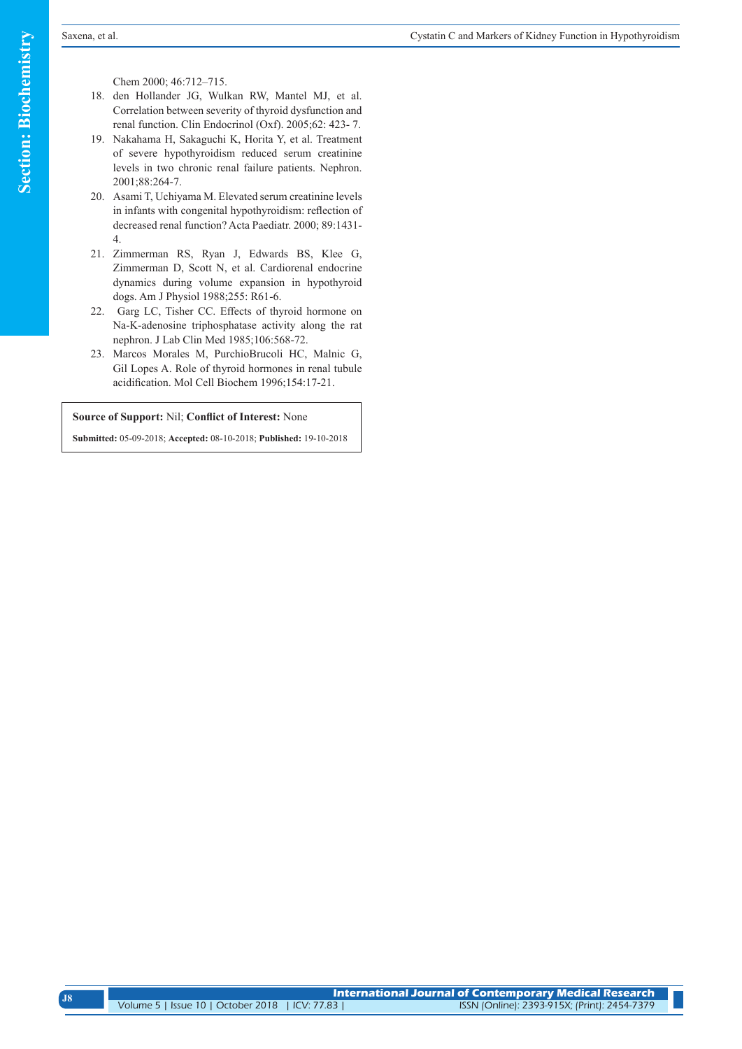Chem 2000; 46:712–715.

18. den Hollander JG, Wulkan RW, Mantel MJ, et al. Correlation between severity of thyroid dysfunction and renal function. Clin Endocrinol (Oxf). 2005;62: 423- 7.
19. Nakahama H, Sakaguchi K, Horita Y, et al. Treatment of severe hypothyroidism reduced serum creatinine levels in two chronic renal failure patients. Nephron. 2001;88:264-7.
20. Asami T, Uchiyama M. Elevated serum creatinine levels in infants with congenital hypothyroidism: reflection of decreased renal function? Acta Paediatr. 2000; 89:1431-4.
21. Zimmerman RS, Ryan J, Edwards BS, Klee G, Zimmerman D, Scott N, et al. Cardiorenal endocrine dynamics during volume expansion in hypothyroid dogs. Am J Physiol 1988;255: R61-6.
22. Garg LC, Tisher CC. Effects of thyroid hormone on Na-K-adenosine triphosphatase activity along the rat nephron. J Lab Clin Med 1985;106:568-72.
23. Marcos Morales M, PurchioBrucoli HC, Malnic G, Gil Lopes A. Role of thyroid hormones in renal tubule acidification. Mol Cell Biochem 1996;154:17-21.

**Source of Support:** Nil; **Conflict of Interest:** None

**Submitted:** 05-09-2018; **Accepted:** 08-10-2018; **Published:** 19-10-2018